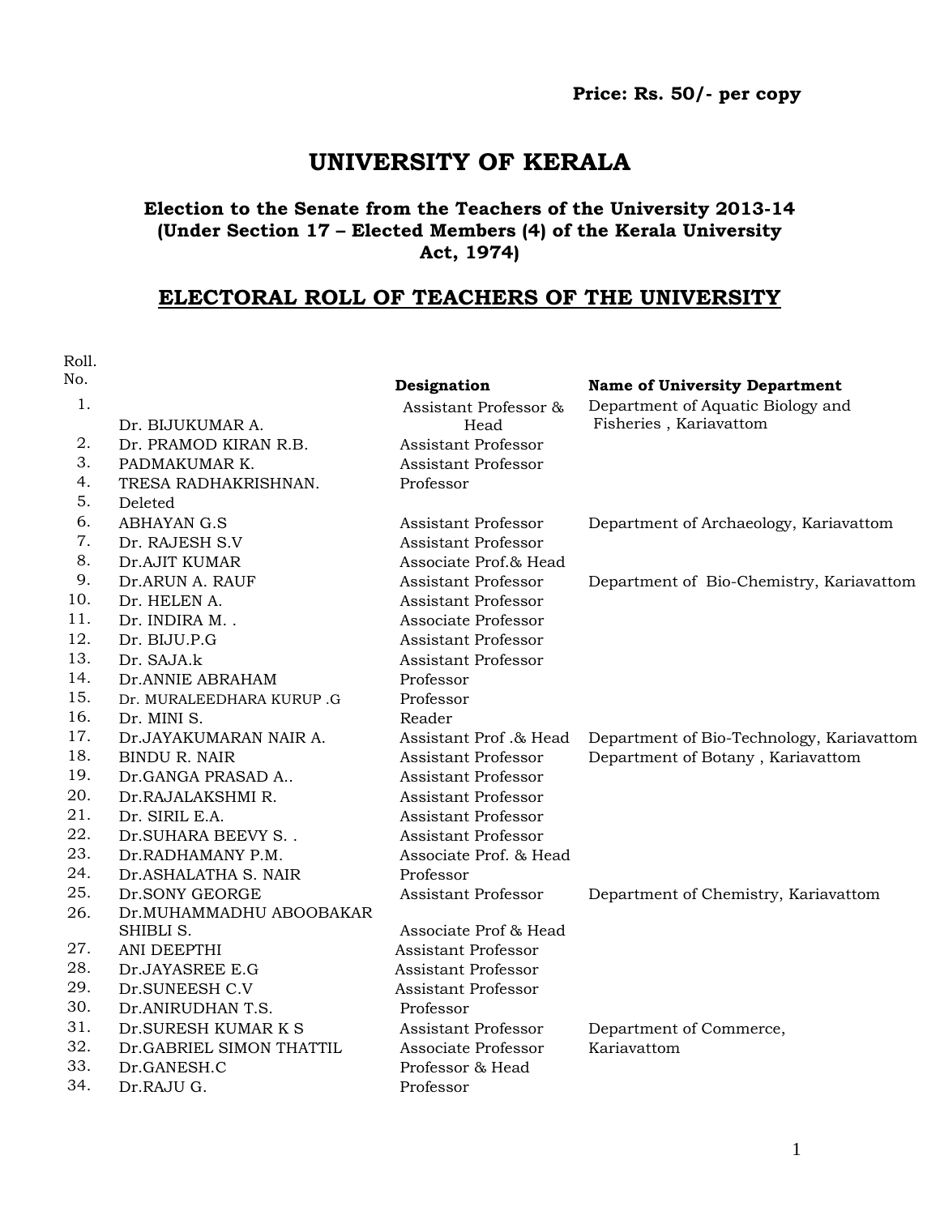**Price: Rs. 50/- per copy**

# UNIVERSITY OF KERALA

### Election to the Senate from the Teachers of the University 2013-14 (Under Section 17 – Elected Members (4) of the Kerala University Act, 1974)

## ELECTORAL ROLL OF TEACHERS OF THE UNIVERSITY

| Roll. No. | | Designation | Name of University Department |
|---|---|---|---|
| 1. | Dr. BIJUKUMAR A. | Assistant Professor & Head | Department of Aquatic Biology and Fisheries , Kariavattom |
| 2. | Dr. PRAMOD KIRAN R.B. | Assistant Professor | |
| 3. | PADMAKUMAR K. | Assistant Professor | |
| 4. | TRESA RADHAKRISHNAN. | Professor | |
| 5. | Deleted | | |
| 6. | ABHAYAN G.S | Assistant Professor | Department of Archaeology, Kariavattom |
| 7. | Dr. RAJESH S.V | Assistant Professor | |
| 8. | Dr.AJIT KUMAR | Associate Prof.& Head | |
| 9. | Dr.ARUN A. RAUF | Assistant Professor | Department of Bio-Chemistry, Kariavattom |
| 10. | Dr. HELEN A. | Assistant Professor | |
| 11. | Dr. INDIRA M. . | Associate Professor | |
| 12. | Dr. BIJU.P.G | Assistant Professor | |
| 13. | Dr. SAJA.k | Assistant Professor | |
| 14. | Dr.ANNIE ABRAHAM | Professor | |
| 15. | Dr. MURALEEDHARA KURUP .G | Professor | |
| 16. | Dr. MINI S. | Reader | |
| 17. | Dr.JAYAKUMARAN NAIR A. | Assistant Prof .& Head | Department of Bio-Technology, Kariavattom |
| 18. | BINDU R. NAIR | Assistant Professor | Department of Botany , Kariavattom |
| 19. | Dr.GANGA PRASAD A.. | Assistant Professor | |
| 20. | Dr.RAJALAKSHMI R. | Assistant Professor | |
| 21. | Dr. SIRIL E.A. | Assistant Professor | |
| 22. | Dr.SUHARA BEEVY S. . | Assistant Professor | |
| 23. | Dr.RADHAMANY P.M. | Associate Prof. & Head | |
| 24. | Dr.ASHALATHA S. NAIR | Professor | |
| 25. | Dr.SONY GEORGE | Assistant Professor | Department of Chemistry, Kariavattom |
| 26. | Dr.MUHAMMADHU ABOOBAKAR SHIBLI S. | Associate Prof & Head | |
| 27. | ANI DEEPTHI | Assistant Professor | |
| 28. | Dr.JAYASREE E.G | Assistant Professor | |
| 29. | Dr.SUNEESH C.V | Assistant Professor | |
| 30. | Dr.ANIRUDHAN T.S. | Professor | |
| 31. | Dr.SURESH KUMAR K S | Assistant Professor | Department of Commerce, Kariavattom |
| 32. | Dr.GABRIEL SIMON THATTIL | Associate Professor | |
| 33. | Dr.GANESH.C | Professor & Head | |
| 34. | Dr.RAJU G. | Professor | |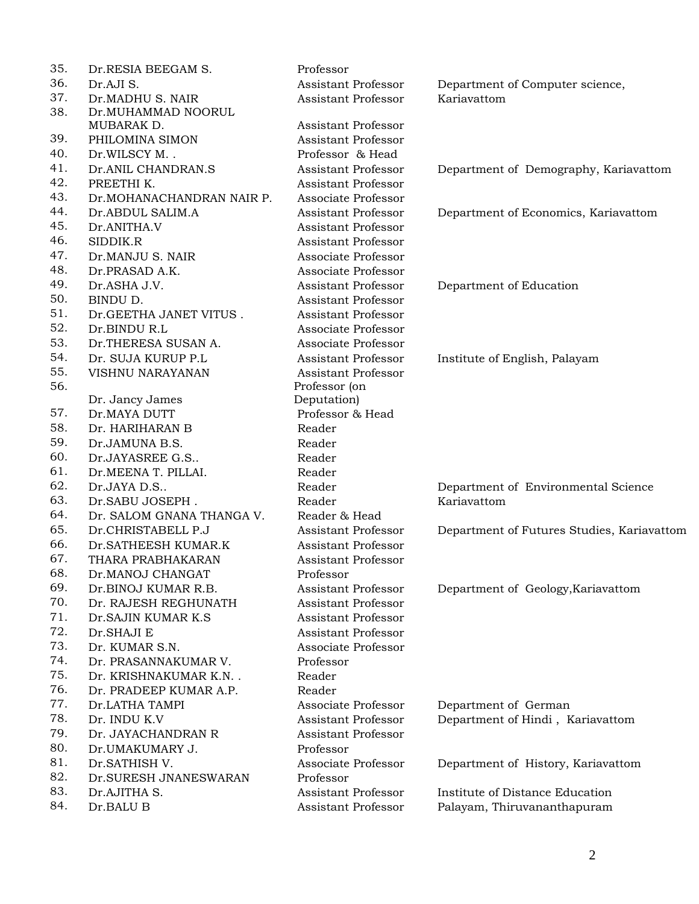| | | | |
|---|---|---|---|
| 35. | Dr.RESIA BEEGAM S. | Professor | |
| 36. | Dr.AJI S. | Assistant Professor | Department of Computer science, Kariavattom |
| 37. | Dr.MADHU S. NAIR | Assistant Professor | |
| 38. | Dr.MUHAMMAD NOORUL MUBARAK D. | Assistant Professor | |
| 39. | PHILOMINA SIMON | Assistant Professor | |
| 40. | Dr.WILSCY M. . | Professor & Head | |
| 41. | Dr.ANIL CHANDRAN.S | Assistant Professor | Department of Demography, Kariavattom |
| 42. | PREETHI K. | Assistant Professor | |
| 43. | Dr.MOHANACHANDRAN NAIR P. | Associate Professor | |
| 44. | Dr.ABDUL SALIM.A | Assistant Professor | Department of Economics, Kariavattom |
| 45. | Dr.ANITHA.V | Assistant Professor | |
| 46. | SIDDIK.R | Assistant Professor | |
| 47. | Dr.MANJU S. NAIR | Associate Professor | |
| 48. | Dr.PRASAD A.K. | Associate Professor | |
| 49. | Dr.ASHA J.V. | Assistant Professor | Department of Education |
| 50. | BINDU D. | Assistant Professor | |
| 51. | Dr.GEETHA JANET VITUS . | Assistant Professor | |
| 52. | Dr.BINDU R.L | Associate Professor | |
| 53. | Dr.THERESA SUSAN A. | Associate Professor | |
| 54. | Dr. SUJA KURUP P.L | Assistant Professor | Institute of English, Palayam |
| 55. | VISHNU NARAYANAN | Assistant Professor | |
| 56. | Dr. Jancy James | Professor (on Deputation) | |
| 57. | Dr.MAYA DUTT | Professor & Head | |
| 58. | Dr. HARIHARAN B | Reader | |
| 59. | Dr.JAMUNA B.S. | Reader | |
| 60. | Dr.JAYASREE G.S.. | Reader | |
| 61. | Dr.MEENA T. PILLAI. | Reader | |
| 62. | Dr.JAYA D.S.. | Reader | Department of Environmental Science Kariavattom |
| 63. | Dr.SABU JOSEPH . | Reader | |
| 64. | Dr. SALOM GNANA THANGA V. | Reader & Head | |
| 65. | Dr.CHRISTABELL P.J | Assistant Professor | Department of Futures Studies, Kariavattom |
| 66. | Dr.SATHEESH KUMAR.K | Assistant Professor | |
| 67. | THARA PRABHAKARAN | Assistant Professor | |
| 68. | Dr.MANOJ CHANGAT | Professor | |
| 69. | Dr.BINOJ KUMAR R.B. | Assistant Professor | Department of Geology,Kariavattom |
| 70. | Dr. RAJESH REGHUNATH | Assistant Professor | |
| 71. | Dr.SAJIN KUMAR K.S | Assistant Professor | |
| 72. | Dr.SHAJI E | Assistant Professor | |
| 73. | Dr. KUMAR S.N. | Associate Professor | |
| 74. | Dr. PRASANNAKUMAR V. | Professor | |
| 75. | Dr. KRISHNAKUMAR K.N. . | Reader | |
| 76. | Dr. PRADEEP KUMAR A.P. | Reader | |
| 77. | Dr.LATHA TAMPI | Associate Professor | Department of German |
| 78. | Dr. INDU K.V | Assistant Professor | Department of Hindi , Kariavattom |
| 79. | Dr. JAYACHANDRAN R | Assistant Professor | |
| 80. | Dr.UMAKUMARY J. | Professor | |
| 81. | Dr.SATHISH V. | Associate Professor | Department of History, Kariavattom |
| 82. | Dr.SURESH JNANESWARAN | Professor | |
| 83. | Dr.AJITHA S. | Assistant Professor | Institute of Distance Education Palayam, Thiruvananthapuram |
| 84. | Dr.BALU B | Assistant Professor | |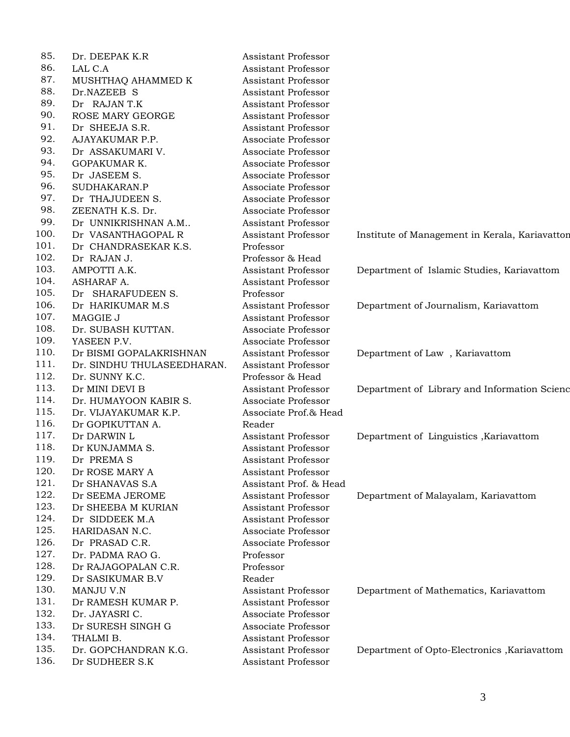| | | | |
|---|---|---|---|
| 85. | Dr. DEEPAK K.R | Assistant Professor | |
| 86. | LAL C.A | Assistant Professor | |
| 87. | MUSHTHAQ AHAMMED K | Assistant Professor | |
| 88. | Dr.NAZEEB S | Assistant Professor | |
| 89. | Dr RAJAN T.K | Assistant Professor | |
| 90. | ROSE MARY GEORGE | Assistant Professor | |
| 91. | Dr SHEEJA S.R. | Assistant Professor | |
| 92. | AJAYAKUMAR P.P. | Associate Professor | |
| 93. | Dr ASSAKUMARI V. | Associate Professor | |
| 94. | GOPAKUMAR K. | Associate Professor | |
| 95. | Dr JASEEM S. | Associate Professor | |
| 96. | SUDHAKARAN.P | Associate Professor | |
| 97. | Dr THAJUDEEN S. | Associate Professor | |
| 98. | ZEENATH K.S. Dr. | Associate Professor | |
| 99. | Dr UNNIKRISHNAN A.M.. | Assistant Professor | |
| 100. | Dr VASANTHAGOPAL R | Assistant Professor | Institute of Management in Kerala, Kariavattom |
| 101. | Dr CHANDRASEKAR K.S. | Professor | |
| 102. | Dr RAJAN J. | Professor & Head | |
| 103. | AMPOTTI A.K. | Assistant Professor | Department of Islamic Studies, Kariavattom |
| 104. | ASHARAF A. | Assistant Professor | |
| 105. | Dr SHARAFUDEEN S. | Professor | |
| 106. | Dr HARIKUMAR M.S | Assistant Professor | Department of Journalism, Kariavattom |
| 107. | MAGGIE J | Assistant Professor | |
| 108. | Dr. SUBASH KUTTAN. | Associate Professor | |
| 109. | YASEEN P.V. | Associate Professor | |
| 110. | Dr BISMI GOPALAKRISHNAN | Assistant Professor | Department of Law , Kariavattom |
| 111. | Dr. SINDHU THULASEEDHARAN. | Assistant Professor | |
| 112. | Dr. SUNNY K.C. | Professor & Head | |
| 113. | Dr MINI DEVI B | Assistant Professor | Department of Library and Information Science |
| 114. | Dr. HUMAYOON KABIR S. | Associate Professor | |
| 115. | Dr. VIJAYAKUMAR K.P. | Associate Prof.& Head | |
| 116. | Dr GOPIKUTTAN A. | Reader | |
| 117. | Dr DARWIN L | Assistant Professor | Department of Linguistics ,Kariavattom |
| 118. | Dr KUNJAMMA S. | Assistant Professor | |
| 119. | Dr PREMA S | Assistant Professor | |
| 120. | Dr ROSE MARY A | Assistant Professor | |
| 121. | Dr SHANAVAS S.A | Assistant Prof. & Head | |
| 122. | Dr SEEMA JEROME | Assistant Professor | Department of Malayalam, Kariavattom |
| 123. | Dr SHEEBA M KURIAN | Assistant Professor | |
| 124. | Dr SIDDEEK M.A | Assistant Professor | |
| 125. | HARIDASAN N.C. | Associate Professor | |
| 126. | Dr PRASAD C.R. | Associate Professor | |
| 127. | Dr. PADMA RAO G. | Professor | |
| 128. | Dr RAJAGOPALAN C.R. | Professor | |
| 129. | Dr SASIKUMAR B.V | Reader | |
| 130. | MANJU V.N | Assistant Professor | Department of Mathematics, Kariavattom |
| 131. | Dr RAMESH KUMAR P. | Assistant Professor | |
| 132. | Dr. JAYASRI C. | Associate Professor | |
| 133. | Dr SURESH SINGH G | Associate Professor | |
| 134. | THALMI B. | Assistant Professor | |
| 135. | Dr. GOPCHANDRAN K.G. | Assistant Professor | Department of Opto-Electronics ,Kariavattom |
| 136. | Dr SUDHEER S.K | Assistant Professor | |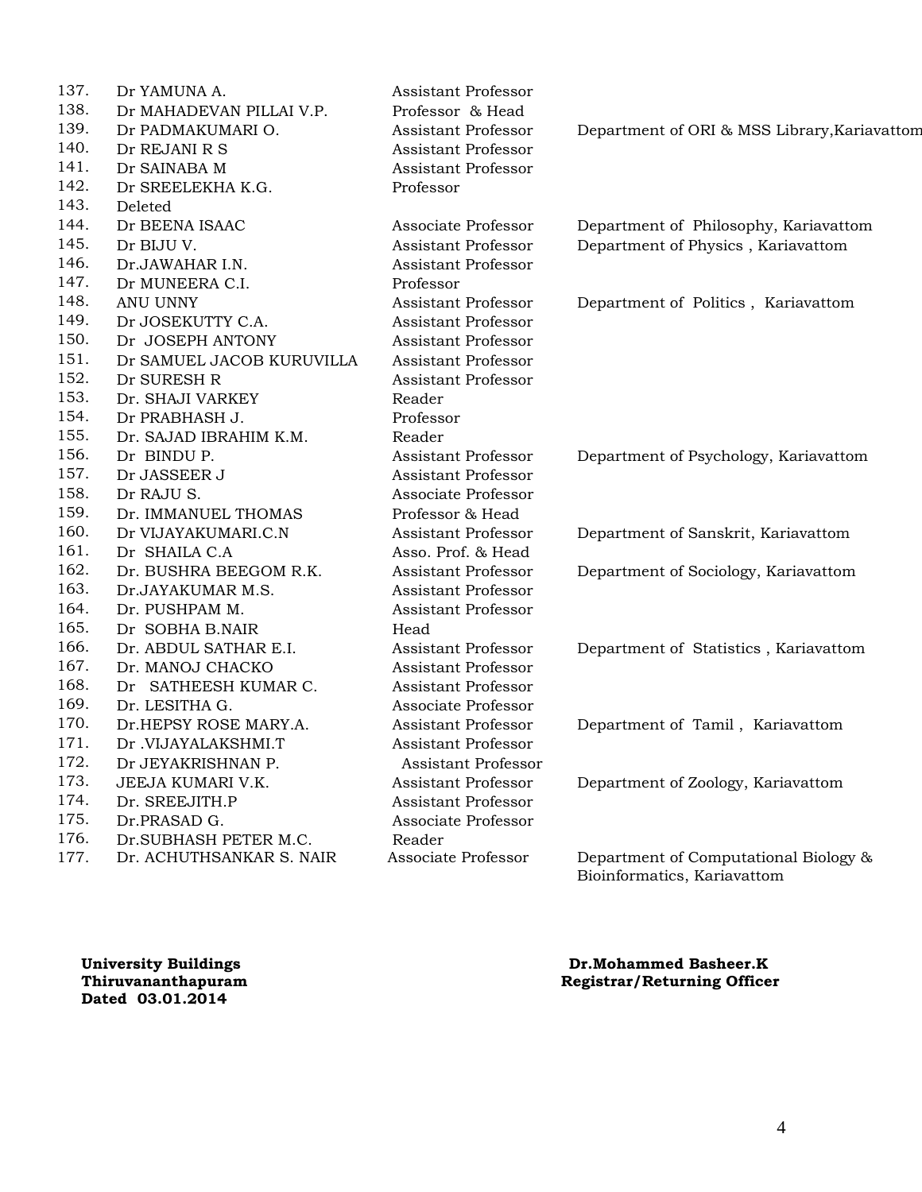| | | | |
|---|---|---|---|
| 137. | Dr YAMUNA A. | Assistant Professor | |
| 138. | Dr MAHADEVAN PILLAI V.P. | Professor & Head | |
| 139. | Dr PADMAKUMARI O. | Assistant Professor | Department of ORI & MSS Library,Kariavattom |
| 140. | Dr REJANI R S | Assistant Professor | |
| 141. | Dr SAINABA M | Assistant Professor | |
| 142. | Dr SREELEKHA K.G. | Professor | |
| 143. | Deleted | | |
| 144. | Dr BEENA ISAAC | Associate Professor | Department of Philosophy, Kariavattom |
| 145. | Dr BIJU V. | Assistant Professor | Department of Physics , Kariavattom |
| 146. | Dr.JAWAHAR I.N. | Assistant Professor | |
| 147. | Dr MUNEERA C.I. | Professor | |
| 148. | ANU UNNY | Assistant Professor | Department of Politics , Kariavattom |
| 149. | Dr JOSEKUTTY C.A. | Assistant Professor | |
| 150. | Dr JOSEPH ANTONY | Assistant Professor | |
| 151. | Dr SAMUEL JACOB KURUVILLA | Assistant Professor | |
| 152. | Dr SURESH R | Assistant Professor | |
| 153. | Dr. SHAJI VARKEY | Reader | |
| 154. | Dr PRABHASH J. | Professor | |
| 155. | Dr. SAJAD IBRAHIM K.M. | Reader | |
| 156. | Dr BINDU P. | Assistant Professor | Department of Psychology, Kariavattom |
| 157. | Dr JASSEER J | Assistant Professor | |
| 158. | Dr RAJU S. | Associate Professor | |
| 159. | Dr. IMMANUEL THOMAS | Professor & Head | |
| 160. | Dr VIJAYAKUMARI.C.N | Assistant Professor | Department of Sanskrit, Kariavattom |
| 161. | Dr SHAILA C.A | Asso. Prof. & Head | |
| 162. | Dr. BUSHRA BEEGOM R.K. | Assistant Professor | Department of Sociology, Kariavattom |
| 163. | Dr.JAYAKUMAR M.S. | Assistant Professor | |
| 164. | Dr. PUSHPAM M. | Assistant Professor | |
| 165. | Dr SOBHA B.NAIR | Head | |
| 166. | Dr. ABDUL SATHAR E.I. | Assistant Professor | Department of Statistics , Kariavattom |
| 167. | Dr. MANOJ CHACKO | Assistant Professor | |
| 168. | Dr SATHEESH KUMAR C. | Assistant Professor | |
| 169. | Dr. LESITHA G. | Associate Professor | |
| 170. | Dr.HEPSY ROSE MARY.A. | Assistant Professor | Department of Tamil , Kariavattom |
| 171. | Dr .VIJAYALAKSHMI.T | Assistant Professor | |
| 172. | Dr JEYAKRISHNAN P. | Assistant Professor | |
| 173. | JEEJA KUMARI V.K. | Assistant Professor | Department of Zoology, Kariavattom |
| 174. | Dr. SREEJITH.P | Assistant Professor | |
| 175. | Dr.PRASAD G. | Associate Professor | |
| 176. | Dr.SUBHASH PETER M.C. | Reader | |
| 177. | Dr. ACHUTHSANKAR S. NAIR | Associate Professor | Department of Computational Biology & Bioinformatics, Kariavattom |

**University Buildings**
**Thiruvananthapuram**
**Dated 03.01.2014**

**Dr.Mohammed Basheer.K**
**Registrar/Returning Officer**